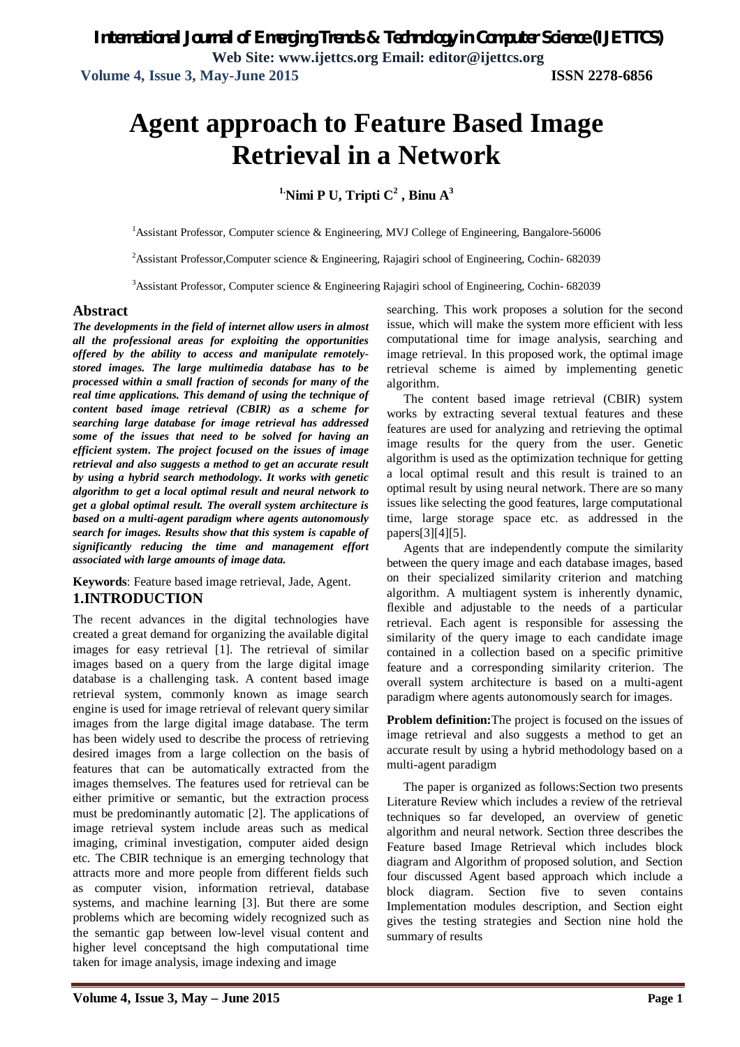# Agent approach to Feature Based Image Retrieval in a Network

**[1]Nimi P U, Tripti C[2] , Binu A[3]**

[1]Assistant Professor, Computer science & Engineering, MVJ College of Engineering, Bangalore-56006

[2]Assistant Professor,Computer science & Engineering, Rajagiri school of Engineering, Cochin- 682039

[3]Assistant Professor, Computer science & Engineering Rajagiri school of Engineering, Cochin- 682039

## Abstract

***The developments in the field of internet allow users in almost all the professional areas for exploiting the opportunities offered by the ability to access and manipulate remotely-stored images. The large multimedia database has to be processed within a small fraction of seconds for many of the real time applications. This demand of using the technique of content based image retrieval (CBIR) as a scheme for searching large database for image retrieval has addressed some of the issues that need to be solved for having an efficient system. The project focused on the issues of image retrieval and also suggests a method to get an accurate result by using a hybrid search methodology. It works with genetic algorithm to get a local optimal result and neural network to get a global optimal result. The overall system architecture is based on a multi-agent paradigm where agents autonomously search for images. Results show that this system is capable of significantly reducing the time and management effort associated with large amounts of image data.***

**Keywords**: Feature based image retrieval, Jade, Agent.

## 1.INTRODUCTION

The recent advances in the digital technologies have created a great demand for organizing the available digital images for easy retrieval [1]. The retrieval of similar images based on a query from the large digital image database is a challenging task. A content based image retrieval system, commonly known as image search engine is used for image retrieval of relevant query similar images from the large digital image database. The term has been widely used to describe the process of retrieving desired images from a large collection on the basis of features that can be automatically extracted from the images themselves. The features used for retrieval can be either primitive or semantic, but the extraction process must be predominantly automatic [2]. The applications of image retrieval system include areas such as medical imaging, criminal investigation, computer aided design etc. The CBIR technique is an emerging technology that attracts more and more people from different fields such as computer vision, information retrieval, database systems, and machine learning [3]. But there are some problems which are becoming widely recognized such as the semantic gap between low-level visual content and higher level conceptsand the high computational time taken for image analysis, image indexing and image searching. This work proposes a solution for the second issue, which will make the system more efficient with less computational time for image analysis, searching and image retrieval. In this proposed work, the optimal image retrieval scheme is aimed by implementing genetic algorithm.

The content based image retrieval (CBIR) system works by extracting several textual features and these features are used for analyzing and retrieving the optimal image results for the query from the user. Genetic algorithm is used as the optimization technique for getting a local optimal result and this result is trained to an optimal result by using neural network. There are so many issues like selecting the good features, large computational time, large storage space etc. as addressed in the papers[3][4][5].

Agents that are independently compute the similarity between the query image and each database images, based on their specialized similarity criterion and matching algorithm. A multiagent system is inherently dynamic, flexible and adjustable to the needs of a particular retrieval. Each agent is responsible for assessing the similarity of the query image to each candidate image contained in a collection based on a specific primitive feature and a corresponding similarity criterion. The overall system architecture is based on a multi-agent paradigm where agents autonomously search for images.

**Problem definition:**The project is focused on the issues of image retrieval and also suggests a method to get an accurate result by using a hybrid methodology based on a multi-agent paradigm

The paper is organized as follows:Section two presents Literature Review which includes a review of the retrieval techniques so far developed, an overview of genetic algorithm and neural network. Section three describes the Feature based Image Retrieval which includes block diagram and Algorithm of proposed solution, and Section four discussed Agent based approach which include a block diagram. Section five to seven contains Implementation modules description, and Section eight gives the testing strategies and Section nine hold the summary of results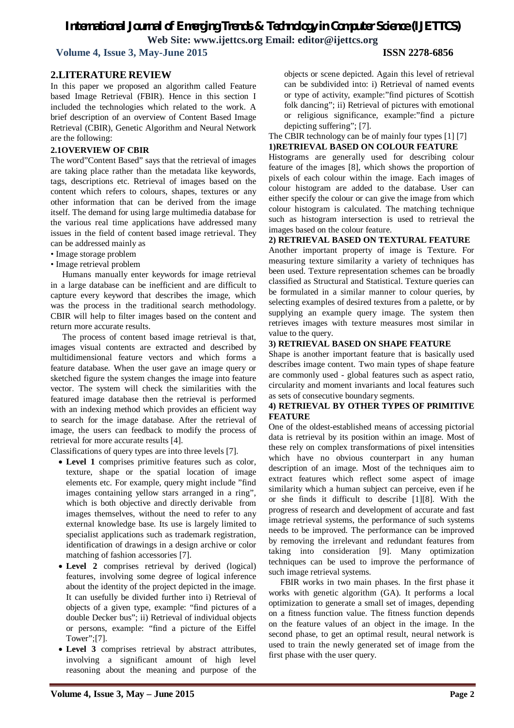## 2.LITERATURE REVIEW

In this paper we proposed an algorithm called Feature based Image Retrieval (FBIR). Hence in this section I included the technologies which related to the work. A brief description of an overview of Content Based Image Retrieval (CBIR), Genetic Algorithm and Neural Network are the following:

### 2.1OVERVIEW OF CBIR

The word"Content Based" says that the retrieval of images are taking place rather than the metadata like keywords, tags, descriptions etc. Retrieval of images based on the content which refers to colours, shapes, textures or any other information that can be derived from the image itself. The demand for using large multimedia database for the various real time applications have addressed many issues in the field of content based image retrieval. They can be addressed mainly as

- Image storage problem
- Image retrieval problem

Humans manually enter keywords for image retrieval in a large database can be inefficient and are difficult to capture every keyword that describes the image, which was the process in the traditional search methodology. CBIR will help to filter images based on the content and return more accurate results.

The process of content based image retrieval is that, images visual contents are extracted and described by multidimensional feature vectors and which forms a feature database. When the user gave an image query or sketched figure the system changes the image into feature vector. The system will check the similarities with the featured image database then the retrieval is performed with an indexing method which provides an efficient way to search for the image database. After the retrieval of image, the users can feedback to modify the process of retrieval for more accurate results [4].

Classifications of query types are into three levels [7].

- **Level 1** comprises primitive features such as color, texture, shape or the spatial location of image elements etc. For example, query might include "find images containing yellow stars arranged in a ring", which is both objective and directly derivable from images themselves, without the need to refer to any external knowledge base. Its use is largely limited to specialist applications such as trademark registration, identification of drawings in a design archive or color matching of fashion accessories [7].
- **Level 2** comprises retrieval by derived (logical) features, involving some degree of logical inference about the identity of the project depicted in the image. It can usefully be divided further into i) Retrieval of objects of a given type, example: "find pictures of a double Decker bus"; ii) Retrieval of individual objects or persons, example: "find a picture of the Eiffel Tower";[7].
- **Level 3** comprises retrieval by abstract attributes, involving a significant amount of high level reasoning about the meaning and purpose of the objects or scene depicted. Again this level of retrieval can be subdivided into: i) Retrieval of named events or type of activity, example:"find pictures of Scottish folk dancing"; ii) Retrieval of pictures with emotional or religious significance, example:"find a picture depicting suffering"; [7].

The CBIR technology can be of mainly four types [1] [7]

#### 1)RETRIEVAL BASED ON COLOUR FEATURE

Histograms are generally used for describing colour feature of the images [8], which shows the proportion of pixels of each colour within the image. Each images of colour histogram are added to the database. User can either specify the colour or can give the image from which colour histogram is calculated. The matching technique such as histogram intersection is used to retrieval the images based on the colour feature.

#### 2) RETRIEVAL BASED ON TEXTURAL FEATURE

Another important property of image is Texture. For measuring texture similarity a variety of techniques has been used. Texture representation schemes can be broadly classified as Structural and Statistical. Texture queries can be formulated in a similar manner to colour queries, by selecting examples of desired textures from a palette, or by supplying an example query image. The system then retrieves images with texture measures most similar in value to the query.

#### 3) RETRIEVAL BASED ON SHAPE FEATURE

Shape is another important feature that is basically used describes image content. Two main types of shape feature are commonly used - global features such as aspect ratio, circularity and moment invariants and local features such as sets of consecutive boundary segments.

#### 4) RETRIEVAL BY OTHER TYPES OF PRIMITIVE FEATURE

One of the oldest-established means of accessing pictorial data is retrieval by its position within an image. Most of these rely on complex transformations of pixel intensities which have no obvious counterpart in any human description of an image. Most of the techniques aim to extract features which reflect some aspect of image similarity which a human subject can perceive, even if he or she finds it difficult to describe [1][8]. With the progress of research and development of accurate and fast image retrieval systems, the performance of such systems needs to be improved. The performance can be improved by removing the irrelevant and redundant features from taking into consideration [9]. Many optimization techniques can be used to improve the performance of such image retrieval systems.

FBIR works in two main phases. In the first phase it works with genetic algorithm (GA). It performs a local optimization to generate a small set of images, depending on a fitness function value. The fitness function depends on the feature values of an object in the image. In the second phase, to get an optimal result, neural network is used to train the newly generated set of image from the first phase with the user query.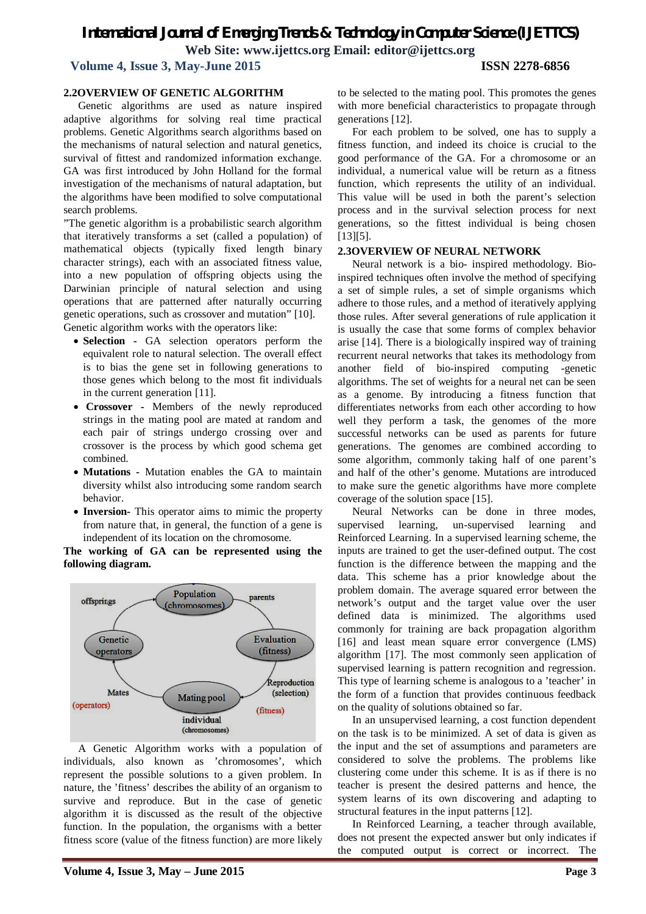## 2.2OVERVIEW OF GENETIC ALGORITHM

Genetic algorithms are used as nature inspired adaptive algorithms for solving real time practical problems. Genetic Algorithms search algorithms based on the mechanisms of natural selection and natural genetics, survival of fittest and randomized information exchange. GA was first introduced by John Holland for the formal investigation of the mechanisms of natural adaptation, but the algorithms have been modified to solve computational search problems.

"The genetic algorithm is a probabilistic search algorithm that iteratively transforms a set (called a population) of mathematical objects (typically fixed length binary character strings), each with an associated fitness value, into a new population of offspring objects using the Darwinian principle of natural selection and using operations that are patterned after naturally occurring genetic operations, such as crossover and mutation" [10]. Genetic algorithm works with the operators like:

- **Selection** - GA selection operators perform the equivalent role to natural selection. The overall effect is to bias the gene set in following generations to those genes which belong to the most fit individuals in the current generation [11].
- **Crossover** - Members of the newly reproduced strings in the mating pool are mated at random and each pair of strings undergo crossing over and crossover is the process by which good schema get combined.
- **Mutations** - Mutation enables the GA to maintain diversity whilst also introducing some random search behavior.
- **Inversion**- This operator aims to mimic the property from nature that, in general, the function of a gene is independent of its location on the chromosome.

**The working of GA can be represented using the following diagram.**

A Genetic Algorithm works with a population of individuals, also known as 'chromosomes', which represent the possible solutions to a given problem. In nature, the 'fitness' describes the ability of an organism to survive and reproduce. But in the case of genetic algorithm it is discussed as the result of the objective function. In the population, the organisms with a better fitness score (value of the fitness function) are more likely to be selected to the mating pool. This promotes the genes with more beneficial characteristics to propagate through generations [12].

For each problem to be solved, one has to supply a fitness function, and indeed its choice is crucial to the good performance of the GA. For a chromosome or an individual, a numerical value will be return as a fitness function, which represents the utility of an individual. This value will be used in both the parent's selection process and in the survival selection process for next generations, so the fittest individual is being chosen [13][5].

## 2.3OVERVIEW OF NEURAL NETWORK

Neural network is a bio- inspired methodology. Bio-inspired techniques often involve the method of specifying a set of simple rules, a set of simple organisms which adhere to those rules, and a method of iteratively applying those rules. After several generations of rule application it is usually the case that some forms of complex behavior arise [14]. There is a biologically inspired way of training recurrent neural networks that takes its methodology from another field of bio-inspired computing -genetic algorithms. The set of weights for a neural net can be seen as a genome. By introducing a fitness function that differentiates networks from each other according to how well they perform a task, the genomes of the more successful networks can be used as parents for future generations. The genomes are combined according to some algorithm, commonly taking half of one parent's and half of the other's genome. Mutations are introduced to make sure the genetic algorithms have more complete coverage of the solution space [15].

Neural Networks can be done in three modes, supervised learning, un-supervised learning and Reinforced Learning. In a supervised learning scheme, the inputs are trained to get the user-defined output. The cost function is the difference between the mapping and the data. This scheme has a prior knowledge about the problem domain. The average squared error between the network's output and the target value over the user defined data is minimized. The algorithms used commonly for training are back propagation algorithm [16] and least mean square error convergence (LMS) algorithm [17]. The most commonly seen application of supervised learning is pattern recognition and regression. This type of learning scheme is analogous to a 'teacher' in the form of a function that provides continuous feedback on the quality of solutions obtained so far.

In an unsupervised learning, a cost function dependent on the task is to be minimized. A set of data is given as the input and the set of assumptions and parameters are considered to solve the problems. The problems like clustering come under this scheme. It is as if there is no teacher is present the desired patterns and hence, the system learns of its own discovering and adapting to structural features in the input patterns [12].

In Reinforced Learning, a teacher through available, does not present the expected answer but only indicates if the computed output is correct or incorrect. The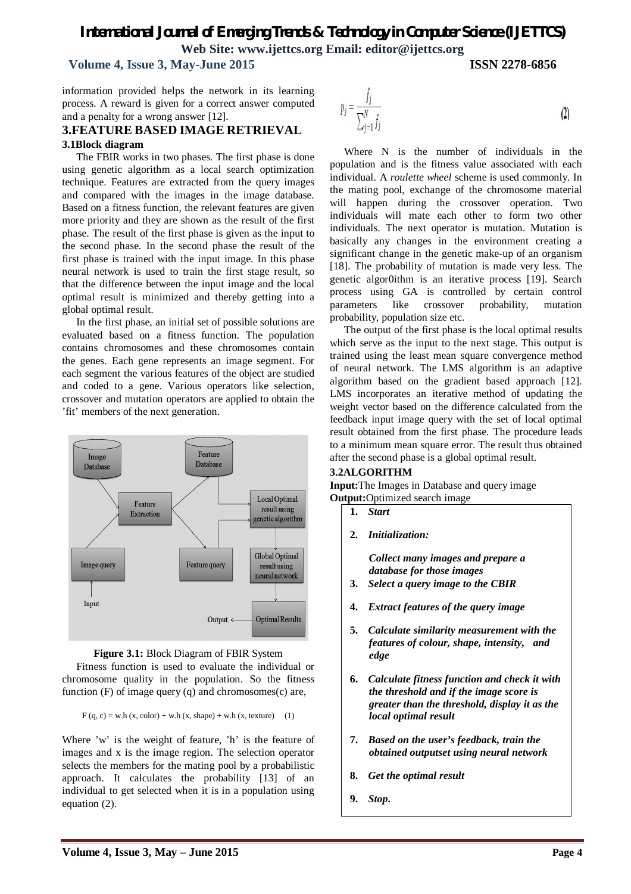information provided helps the network in its learning process. A reward is given for a correct answer computed and a penalty for a wrong answer [12].

## 3.FEATURE BASED IMAGE RETRIEVAL

### 3.1Block diagram

The FBIR works in two phases. The first phase is done using genetic algorithm as a local search optimization technique. Features are extracted from the query images and compared with the images in the image database. Based on a fitness function, the relevant features are given more priority and they are shown as the result of the first phase. The result of the first phase is given as the input to the second phase. In the second phase the result of the first phase is trained with the input image. In this phase neural network is used to train the first stage result, so that the difference between the input image and the local optimal result is minimized and thereby getting into a global optimal result.

In the first phase, an initial set of possible solutions are evaluated based on a fitness function. The population contains chromosomes and these chromosomes contain the genes. Each gene represents an image segment. For each segment the various features of the object are studied and coded to a gene. Various operators like selection, crossover and mutation operators are applied to obtain the 'fit' members of the next generation.

**Figure 3.1:** Block Diagram of FBIR System

Fitness function is used to evaluate the individual or chromosome quality in the population. So the fitness function (F) of image query (q) and chromosomes(c) are,

$$F(q, c) = w.h(x, color) + w.h(x, shape) + w.h(x, texture) \quad (1)$$

Where 'w' is the weight of feature, 'h' is the feature of images and x is the image region. The selection operator selects the members for the mating pool by a probabilistic approach. It calculates the probability [13] of an individual to get selected when it is in a population using equation (2).

$$p_j = \frac{f_j}{\sum_{j=1}^{N} f_j} \quad (2)$$

Where N is the number of individuals in the population and is the fitness value associated with each individual. A *roulette wheel* scheme is used commonly. In the mating pool, exchange of the chromosome material will happen during the crossover operation. Two individuals will mate each other to form two other individuals. The next operator is mutation. Mutation is basically any changes in the environment creating a significant change in the genetic make-up of an organism [18]. The probability of mutation is made very less. The genetic algor0ithm is an iterative process [19]. Search process using GA is controlled by certain control parameters like crossover probability, mutation probability, population size etc.

The output of the first phase is the local optimal results which serve as the input to the next stage. This output is trained using the least mean square convergence method of neural network. The LMS algorithm is an adaptive algorithm based on the gradient based approach [12]. LMS incorporates an iterative method of updating the weight vector based on the difference calculated from the feedback input image query with the set of local optimal result obtained from the first phase. The procedure leads to a minimum mean square error. The result thus obtained after the second phase is a global optimal result.

### 3.2ALGORITHM

**Input:**The Images in Database and query image
**Output:**Optimized search image

1. ***Start***
2. ***Initialization:***

   ***Collect many images and prepare a database for those images***
3. ***Select a query image to the CBIR***
4. ***Extract features of the query image***
5. ***Calculate similarity measurement with the features of colour, shape, intensity, and edge***
6. ***Calculate fitness function and check it with the threshold and if the image score is greater than the threshold, display it as the local optimal result***
7. ***Based on the user's feedback, train the obtained outputset using neural network***
8. ***Get the optimal result***
9. ***Stop.***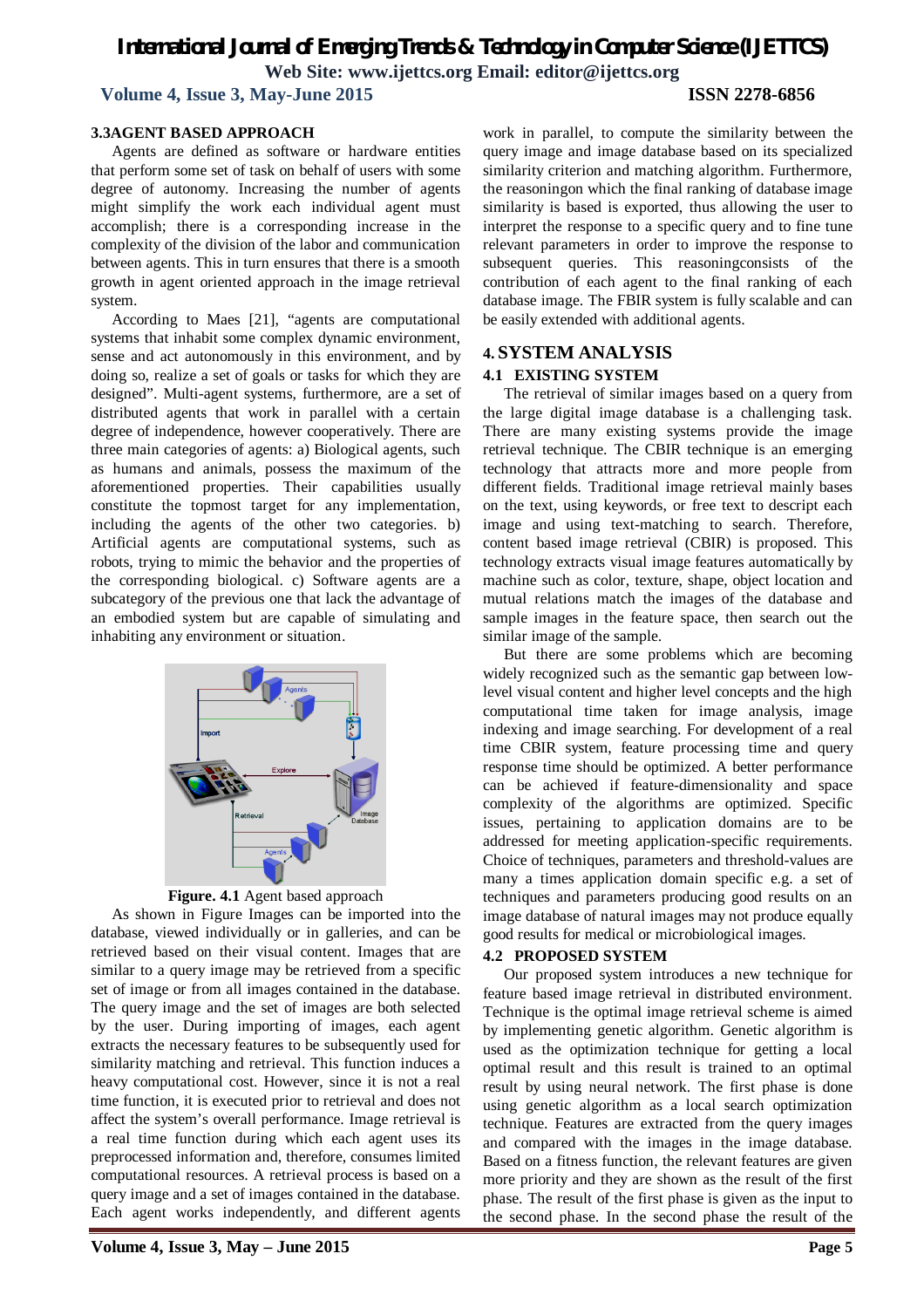### 3.3AGENT BASED APPROACH

Agents are defined as software or hardware entities that perform some set of task on behalf of users with some degree of autonomy. Increasing the number of agents might simplify the work each individual agent must accomplish; there is a corresponding increase in the complexity of the division of the labor and communication between agents. This in turn ensures that there is a smooth growth in agent oriented approach in the image retrieval system.

According to Maes [21], "agents are computational systems that inhabit some complex dynamic environment, sense and act autonomously in this environment, and by doing so, realize a set of goals or tasks for which they are designed". Multi-agent systems, furthermore, are a set of distributed agents that work in parallel with a certain degree of independence, however cooperatively. There are three main categories of agents: a) Biological agents, such as humans and animals, possess the maximum of the aforementioned properties. Their capabilities usually constitute the topmost target for any implementation, including the agents of the other two categories. b) Artificial agents are computational systems, such as robots, trying to mimic the behavior and the properties of the corresponding biological. c) Software agents are a subcategory of the previous one that lack the advantage of an embodied system but are capable of simulating and inhabiting any environment or situation.

**Figure. 4.1** Agent based approach

As shown in Figure Images can be imported into the database, viewed individually or in galleries, and can be retrieved based on their visual content. Images that are similar to a query image may be retrieved from a specific set of image or from all images contained in the database. The query image and the set of images are both selected by the user. During importing of images, each agent extracts the necessary features to be subsequently used for similarity matching and retrieval. This function induces a heavy computational cost. However, since it is not a real time function, it is executed prior to retrieval and does not affect the system's overall performance. Image retrieval is a real time function during which each agent uses its preprocessed information and, therefore, consumes limited computational resources. A retrieval process is based on a query image and a set of images contained in the database. Each agent works independently, and different agents work in parallel, to compute the similarity between the query image and image database based on its specialized similarity criterion and matching algorithm. Furthermore, the reasoningon which the final ranking of database image similarity is based is exported, thus allowing the user to interpret the response to a specific query and to fine tune relevant parameters in order to improve the response to subsequent queries. This reasoningconsists of the contribution of each agent to the final ranking of each database image. The FBIR system is fully scalable and can be easily extended with additional agents.

## 4. SYSTEM ANALYSIS

### 4.1 EXISTING SYSTEM

The retrieval of similar images based on a query from the large digital image database is a challenging task. There are many existing systems provide the image retrieval technique. The CBIR technique is an emerging technology that attracts more and more people from different fields. Traditional image retrieval mainly bases on the text, using keywords, or free text to descript each image and using text-matching to search. Therefore, content based image retrieval (CBIR) is proposed. This technology extracts visual image features automatically by machine such as color, texture, shape, object location and mutual relations match the images of the database and sample images in the feature space, then search out the similar image of the sample.

But there are some problems which are becoming widely recognized such as the semantic gap between low-level visual content and higher level concepts and the high computational time taken for image analysis, image indexing and image searching. For development of a real time CBIR system, feature processing time and query response time should be optimized. A better performance can be achieved if feature-dimensionality and space complexity of the algorithms are optimized. Specific issues, pertaining to application domains are to be addressed for meeting application-specific requirements. Choice of techniques, parameters and threshold-values are many a times application domain specific e.g. a set of techniques and parameters producing good results on an image database of natural images may not produce equally good results for medical or microbiological images.

### 4.2 PROPOSED SYSTEM

Our proposed system introduces a new technique for feature based image retrieval in distributed environment. Technique is the optimal image retrieval scheme is aimed by implementing genetic algorithm. Genetic algorithm is used as the optimization technique for getting a local optimal result and this result is trained to an optimal result by using neural network. The first phase is done using genetic algorithm as a local search optimization technique. Features are extracted from the query images and compared with the images in the image database. Based on a fitness function, the relevant features are given more priority and they are shown as the result of the first phase. The result of the first phase is given as the input to the second phase. In the second phase the result of the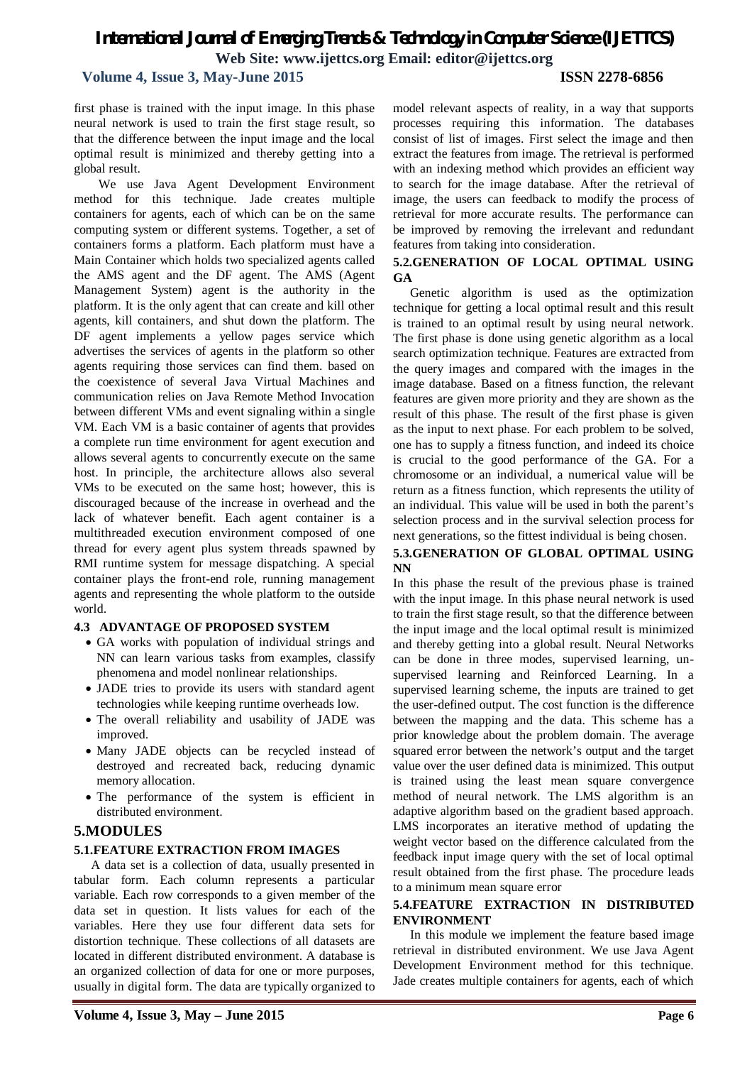first phase is trained with the input image. In this phase neural network is used to train the first stage result, so that the difference between the input image and the local optimal result is minimized and thereby getting into a global result.

We use Java Agent Development Environment method for this technique. Jade creates multiple containers for agents, each of which can be on the same computing system or different systems. Together, a set of containers forms a platform. Each platform must have a Main Container which holds two specialized agents called the AMS agent and the DF agent. The AMS (Agent Management System) agent is the authority in the platform. It is the only agent that can create and kill other agents, kill containers, and shut down the platform. The DF agent implements a yellow pages service which advertises the services of agents in the platform so other agents requiring those services can find them. based on the coexistence of several Java Virtual Machines and communication relies on Java Remote Method Invocation between different VMs and event signaling within a single VM. Each VM is a basic container of agents that provides a complete run time environment for agent execution and allows several agents to concurrently execute on the same host. In principle, the architecture allows also several VMs to be executed on the same host; however, this is discouraged because of the increase in overhead and the lack of whatever benefit. Each agent container is a multithreaded execution environment composed of one thread for every agent plus system threads spawned by RMI runtime system for message dispatching. A special container plays the front-end role, running management agents and representing the whole platform to the outside world.

### 4.3 ADVANTAGE OF PROPOSED SYSTEM

- GA works with population of individual strings and NN can learn various tasks from examples, classify phenomena and model nonlinear relationships.
- JADE tries to provide its users with standard agent technologies while keeping runtime overheads low.
- The overall reliability and usability of JADE was improved.
- Many JADE objects can be recycled instead of destroyed and recreated back, reducing dynamic memory allocation.
- The performance of the system is efficient in distributed environment.

## 5.MODULES

### 5.1.FEATURE EXTRACTION FROM IMAGES

A data set is a collection of data, usually presented in tabular form. Each column represents a particular variable. Each row corresponds to a given member of the data set in question. It lists values for each of the variables. Here they use four different data sets for distortion technique. These collections of all datasets are located in different distributed environment. A database is an organized collection of data for one or more purposes, usually in digital form. The data are typically organized to model relevant aspects of reality, in a way that supports processes requiring this information. The databases consist of list of images. First select the image and then extract the features from image. The retrieval is performed with an indexing method which provides an efficient way to search for the image database. After the retrieval of image, the users can feedback to modify the process of retrieval for more accurate results. The performance can be improved by removing the irrelevant and redundant features from taking into consideration.

### 5.2.GENERATION OF LOCAL OPTIMAL USING GA

Genetic algorithm is used as the optimization technique for getting a local optimal result and this result is trained to an optimal result by using neural network. The first phase is done using genetic algorithm as a local search optimization technique. Features are extracted from the query images and compared with the images in the image database. Based on a fitness function, the relevant features are given more priority and they are shown as the result of this phase. The result of the first phase is given as the input to next phase. For each problem to be solved, one has to supply a fitness function, and indeed its choice is crucial to the good performance of the GA. For a chromosome or an individual, a numerical value will be return as a fitness function, which represents the utility of an individual. This value will be used in both the parent's selection process and in the survival selection process for next generations, so the fittest individual is being chosen.

### 5.3.GENERATION OF GLOBAL OPTIMAL USING NN

In this phase the result of the previous phase is trained with the input image. In this phase neural network is used to train the first stage result, so that the difference between the input image and the local optimal result is minimized and thereby getting into a global result. Neural Networks can be done in three modes, supervised learning, un-supervised learning and Reinforced Learning. In a supervised learning scheme, the inputs are trained to get the user-defined output. The cost function is the difference between the mapping and the data. This scheme has a prior knowledge about the problem domain. The average squared error between the network's output and the target value over the user defined data is minimized. This output is trained using the least mean square convergence method of neural network. The LMS algorithm is an adaptive algorithm based on the gradient based approach. LMS incorporates an iterative method of updating the weight vector based on the difference calculated from the feedback input image query with the set of local optimal result obtained from the first phase. The procedure leads to a minimum mean square error

### 5.4.FEATURE EXTRACTION IN DISTRIBUTED ENVIRONMENT

In this module we implement the feature based image retrieval in distributed environment. We use Java Agent Development Environment method for this technique. Jade creates multiple containers for agents, each of which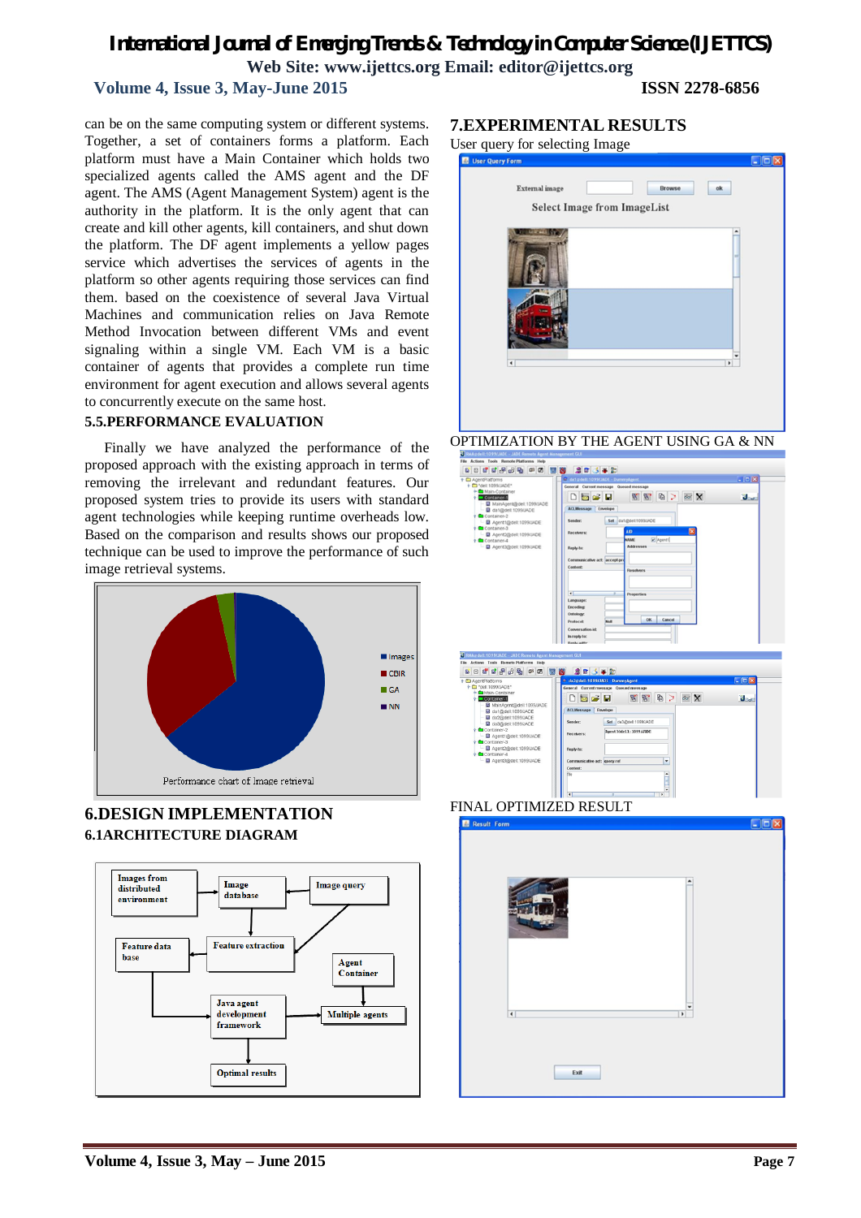can be on the same computing system or different systems. Together, a set of containers forms a platform. Each platform must have a Main Container which holds two specialized agents called the AMS agent and the DF agent. The AMS (Agent Management System) agent is the authority in the platform. It is the only agent that can create and kill other agents, kill containers, and shut down the platform. The DF agent implements a yellow pages service which advertises the services of agents in the platform so other agents requiring those services can find them. based on the coexistence of several Java Virtual Machines and communication relies on Java Remote Method Invocation between different VMs and event signaling within a single VM. Each VM is a basic container of agents that provides a complete run time environment for agent execution and allows several agents to concurrently execute on the same host.

### 5.5.PERFORMANCE EVALUATION

Finally we have analyzed the performance of the proposed approach with the existing approach in terms of removing the irrelevant and redundant features. Our proposed system tries to provide its users with standard agent technologies while keeping runtime overheads low. Based on the comparison and results shows our proposed technique can be used to improve the performance of such image retrieval systems.

Performance chart of Image retrieval

## 6.DESIGN IMPLEMENTATION

### 6.1ARCHITECTURE DIAGRAM

## 7.EXPERIMENTAL RESULTS

User query for selecting Image

OPTIMIZATION BY THE AGENT USING GA & NN

FINAL OPTIMIZED RESULT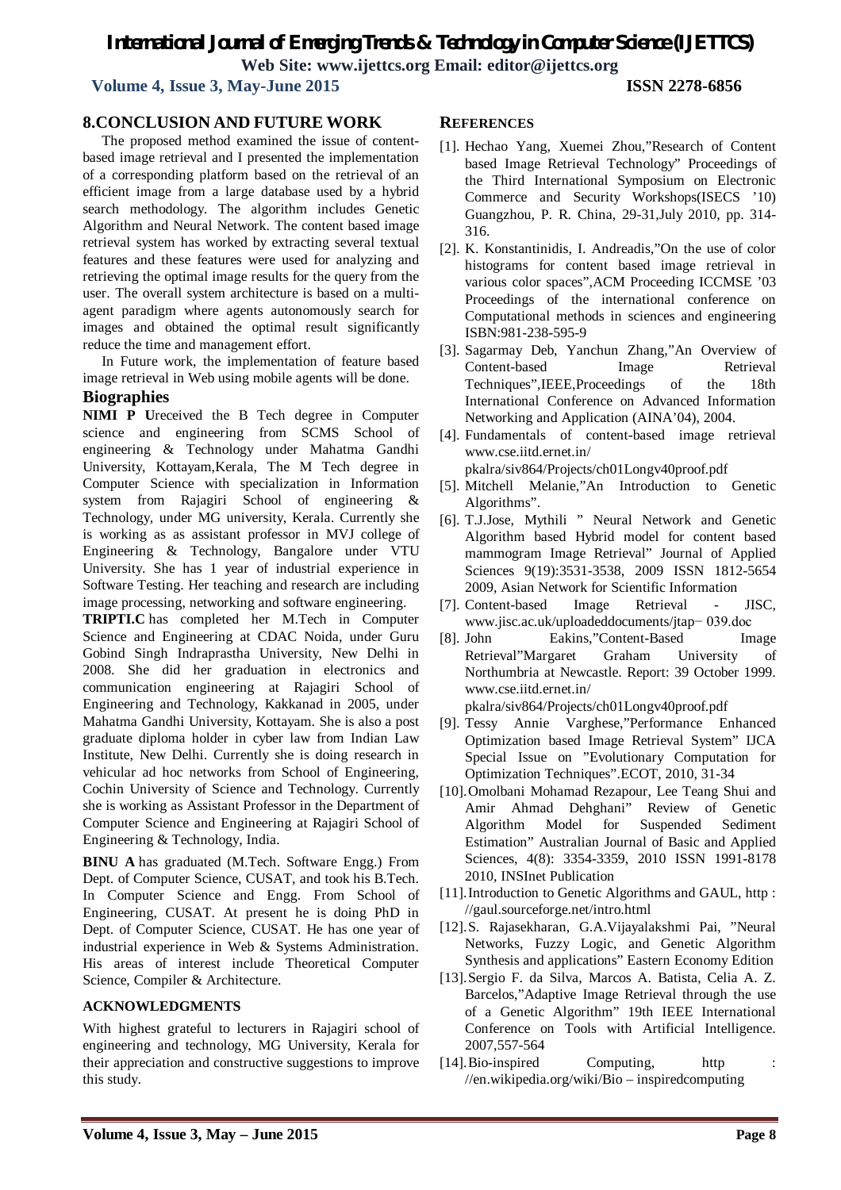## 8.CONCLUSION AND FUTURE WORK

The proposed method examined the issue of content-based image retrieval and I presented the implementation of a corresponding platform based on the retrieval of an efficient image from a large database used by a hybrid search methodology. The algorithm includes Genetic Algorithm and Neural Network. The content based image retrieval system has worked by extracting several textual features and these features were used for analyzing and retrieving the optimal image results for the query from the user. The overall system architecture is based on a multi-agent paradigm where agents autonomously search for images and obtained the optimal result significantly reduce the time and management effort.

In Future work, the implementation of feature based image retrieval in Web using mobile agents will be done.

## Biographies

**NIMI P U**received the B Tech degree in Computer science and engineering from SCMS School of engineering & Technology under Mahatma Gandhi University, Kottayam,Kerala, The M Tech degree in Computer Science with specialization in Information system from Rajagiri School of engineering & Technology, under MG university, Kerala. Currently she is working as as assistant professor in MVJ college of Engineering & Technology, Bangalore under VTU University. She has 1 year of industrial experience in Software Testing. Her teaching and research are including image processing, networking and software engineering.

**TRIPTI.C** has completed her M.Tech in Computer Science and Engineering at CDAC Noida, under Guru Gobind Singh Indraprastha University, New Delhi in 2008. She did her graduation in electronics and communication engineering at Rajagiri School of Engineering and Technology, Kakkanad in 2005, under Mahatma Gandhi University, Kottayam. She is also a post graduate diploma holder in cyber law from Indian Law Institute, New Delhi. Currently she is doing research in vehicular ad hoc networks from School of Engineering, Cochin University of Science and Technology. Currently she is working as Assistant Professor in the Department of Computer Science and Engineering at Rajagiri School of Engineering & Technology, India.

**BINU A** has graduated (M.Tech. Software Engg.) From Dept. of Computer Science, CUSAT, and took his B.Tech. In Computer Science and Engg. From School of Engineering, CUSAT. At present he is doing PhD in Dept. of Computer Science, CUSAT. He has one year of industrial experience in Web & Systems Administration. His areas of interest include Theoretical Computer Science, Compiler & Architecture.

### ACKNOWLEDGMENTS

With highest grateful to lecturers in Rajagiri school of engineering and technology, MG University, Kerala for their appreciation and constructive suggestions to improve this study.

## REFERENCES

[1]. Hechao Yang, Xuemei Zhou,"Research of Content based Image Retrieval Technology" Proceedings of the Third International Symposium on Electronic Commerce and Security Workshops(ISECS '10) Guangzhou, P. R. China, 29-31,July 2010, pp. 314-316.

[2]. K. Konstantinidis, I. Andreadis,"On the use of color histograms for content based image retrieval in various color spaces",ACM Proceeding ICCMSE '03 Proceedings of the international conference on Computational methods in sciences and engineering ISBN:981-238-595-9

[3]. Sagarmay Deb, Yanchun Zhang,"An Overview of Content-based Image Retrieval Techniques",IEEE,Proceedings of the 18th International Conference on Advanced Information Networking and Application (AINA'04), 2004.

[4]. Fundamentals of content-based image retrieval www.cse.iitd.ernet.in/ pkalra/siv864/Projects/ch01Longv40proof.pdf

[5]. Mitchell Melanie,"An Introduction to Genetic Algorithms".

[6]. T.J.Jose, Mythili " Neural Network and Genetic Algorithm based Hybrid model for content based mammogram Image Retrieval" Journal of Applied Sciences 9(19):3531-3538, 2009 ISSN 1812-5654 2009, Asian Network for Scientific Information

[7]. Content-based Image Retrieval - JISC, www.jisc.ac.uk/uploadeddocuments/jtap− 039.doc

[8]. John Eakins,"Content-Based Image Retrieval"Margaret Graham University of Northumbria at Newcastle. Report: 39 October 1999. www.cse.iitd.ernet.in/ pkalra/siv864/Projects/ch01Longv40proof.pdf

[9]. Tessy Annie Varghese,"Performance Enhanced Optimization based Image Retrieval System" IJCA Special Issue on "Evolutionary Computation for Optimization Techniques".ECOT, 2010, 31-34

[10]. Omolbani Mohamad Rezapour, Lee Teang Shui and Amir Ahmad Dehghani" Review of Genetic Algorithm Model for Suspended Sediment Estimation" Australian Journal of Basic and Applied Sciences, 4(8): 3354-3359, 2010 ISSN 1991-8178 2010, INSInet Publication

[11]. Introduction to Genetic Algorithms and GAUL, http : //gaul.sourceforge.net/intro.html

[12]. S. Rajasekharan, G.A.Vijayalakshmi Pai, "Neural Networks, Fuzzy Logic, and Genetic Algorithm Synthesis and applications" Eastern Economy Edition

[13]. Sergio F. da Silva, Marcos A. Batista, Celia A. Z. Barcelos,"Adaptive Image Retrieval through the use of a Genetic Algorithm" 19th IEEE International Conference on Tools with Artificial Intelligence. 2007,557-564

[14]. Bio-inspired Computing, http : //en.wikipedia.org/wiki/Bio – inspiredcomputing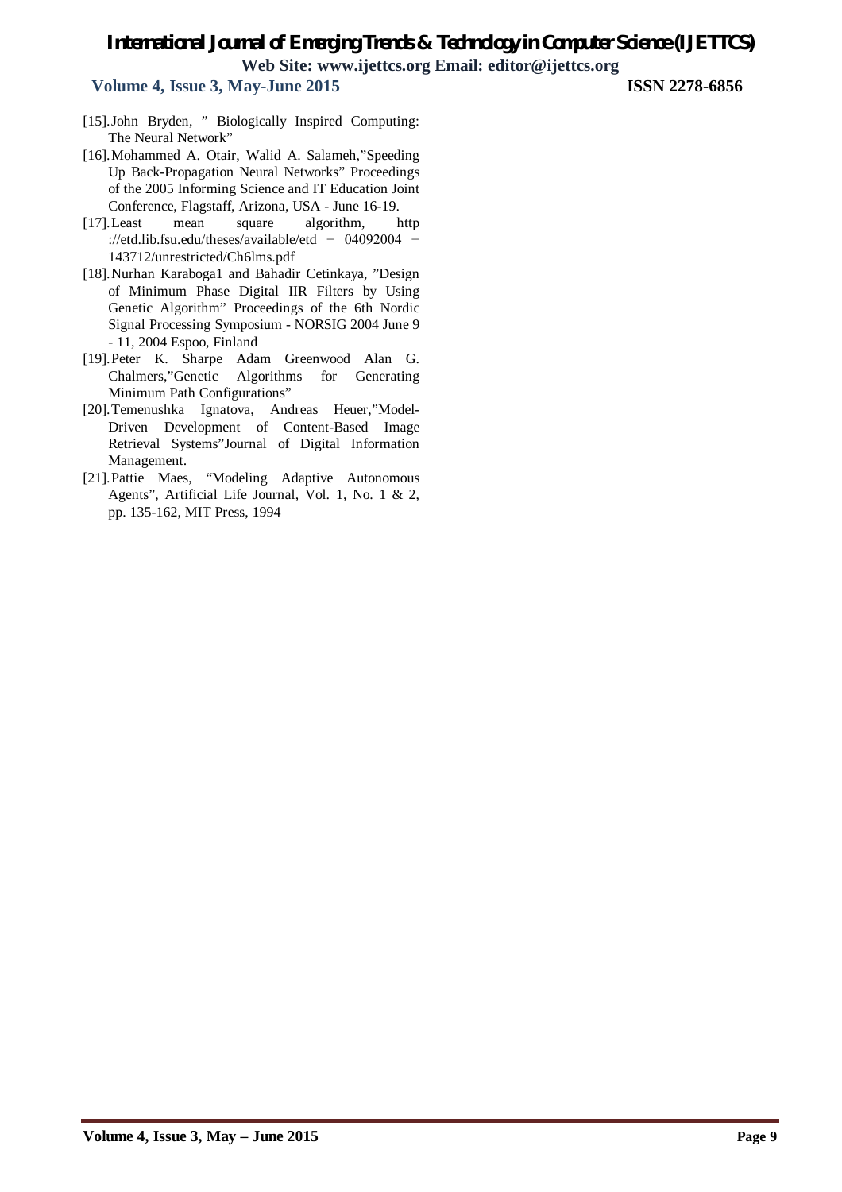[15]. John Bryden, " Biologically Inspired Computing: The Neural Network"

[16]. Mohammed A. Otair, Walid A. Salameh,"Speeding Up Back-Propagation Neural Networks" Proceedings of the 2005 Informing Science and IT Education Joint Conference, Flagstaff, Arizona, USA - June 16-19.

[17]. Least mean square algorithm, http ://etd.lib.fsu.edu/theses/available/etd − 04092004 − 143712/unrestricted/Ch6lms.pdf

[18]. Nurhan Karaboga1 and Bahadir Cetinkaya, "Design of Minimum Phase Digital IIR Filters by Using Genetic Algorithm" Proceedings of the 6th Nordic Signal Processing Symposium - NORSIG 2004 June 9 - 11, 2004 Espoo, Finland

[19]. Peter K. Sharpe Adam Greenwood Alan G. Chalmers,"Genetic Algorithms for Generating Minimum Path Configurations"

[20]. Temenushka Ignatova, Andreas Heuer,"Model-Driven Development of Content-Based Image Retrieval Systems"Journal of Digital Information Management.

[21]. Pattie Maes, "Modeling Adaptive Autonomous Agents", Artificial Life Journal, Vol. 1, No. 1 & 2, pp. 135-162, MIT Press, 1994